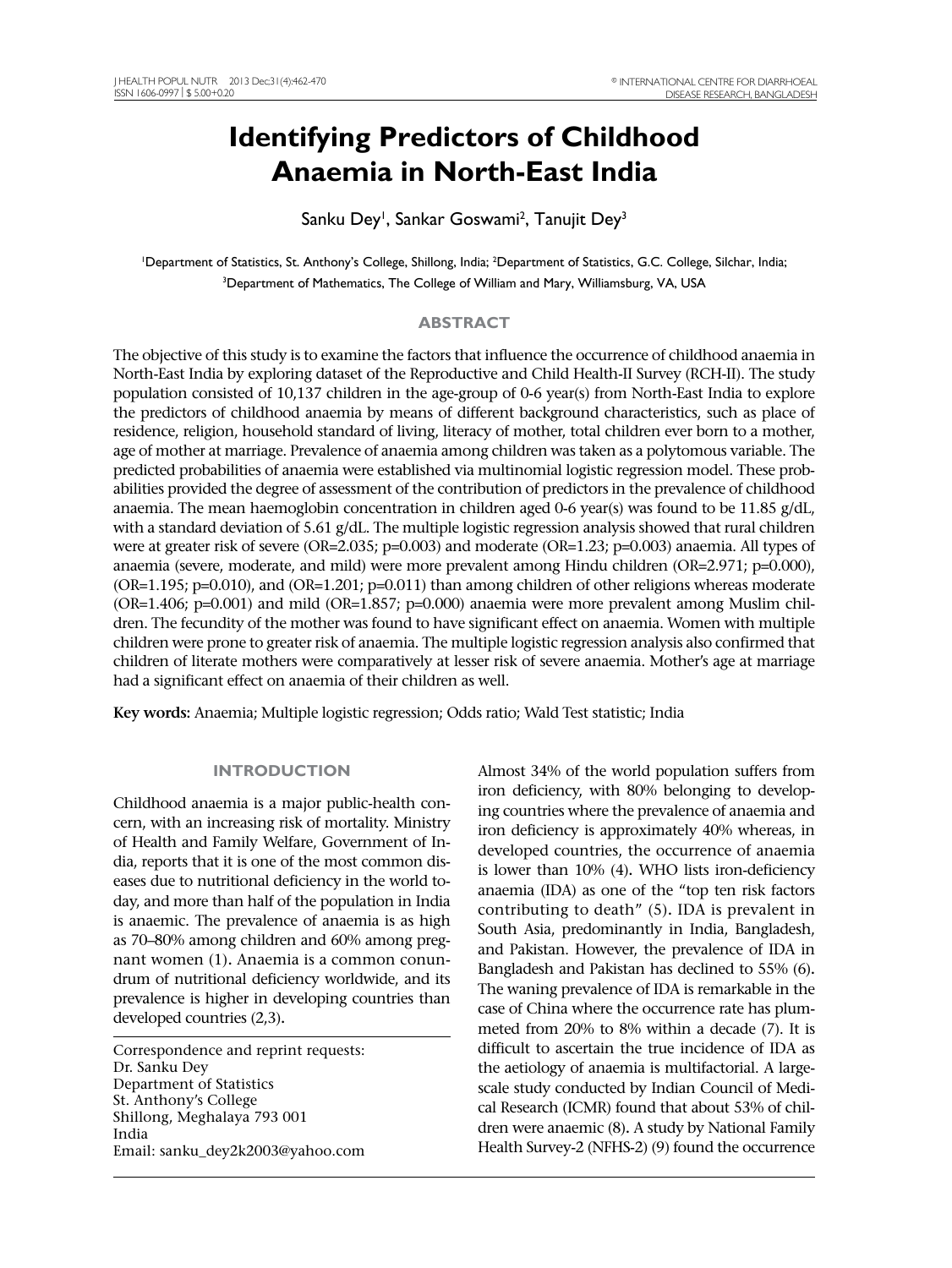# Identifying Predictors of Childhood Anaemia in North-East India

Sanku Dey[1], Sankar Goswami[2], Tanujit Dey[3]

[1]Department of Statistics, St. Anthony's College, Shillong, India; [2]Department of Statistics, G.C. College, Silchar, India; [3]Department of Mathematics, The College of William and Mary, Williamsburg, VA, USA

## ABSTRACT

The objective of this study is to examine the factors that influence the occurrence of childhood anaemia in North-East India by exploring dataset of the Reproductive and Child Health-II Survey (RCH-II). The study population consisted of 10,137 children in the age-group of 0-6 year(s) from North-East India to explore the predictors of childhood anaemia by means of different background characteristics, such as place of residence, religion, household standard of living, literacy of mother, total children ever born to a mother, age of mother at marriage. Prevalence of anaemia among children was taken as a polytomous variable. The predicted probabilities of anaemia were established via multinomial logistic regression model. These probabilities provided the degree of assessment of the contribution of predictors in the prevalence of childhood anaemia. The mean haemoglobin concentration in children aged 0-6 year(s) was found to be 11.85 g/dL, with a standard deviation of 5.61 g/dL. The multiple logistic regression analysis showed that rural children were at greater risk of severe (OR=2.035; p=0.003) and moderate (OR=1.23; p=0.003) anaemia. All types of anaemia (severe, moderate, and mild) were more prevalent among Hindu children (OR=2.971; p=0.000), (OR=1.195; p=0.010), and (OR=1.201; p=0.011) than among children of other religions whereas moderate (OR=1.406; p=0.001) and mild (OR=1.857; p=0.000) anaemia were more prevalent among Muslim children. The fecundity of the mother was found to have significant effect on anaemia. Women with multiple children were prone to greater risk of anaemia. The multiple logistic regression analysis also confirmed that children of literate mothers were comparatively at lesser risk of severe anaemia. Mother's age at marriage had a significant effect on anaemia of their children as well.

**Key words:** Anaemia; Multiple logistic regression; Odds ratio; Wald Test statistic; India

## INTRODUCTION

Childhood anaemia is a major public-health concern, with an increasing risk of mortality. Ministry of Health and Family Welfare, Government of India, reports that it is one of the most common diseases due to nutritional deficiency in the world today, and more than half of the population in India is anaemic. The prevalence of anaemia is as high as 70–80% among children and 60% among pregnant women (1). Anaemia is a common conundrum of nutritional deficiency worldwide, and its prevalence is higher in developing countries than developed countries (2,3).

Correspondence and reprint requests:
Dr. Sanku Dey
Department of Statistics
St. Anthony's College
Shillong, Meghalaya 793 001
India
Email: sanku_dey2k2003@yahoo.com

Almost 34% of the world population suffers from iron deficiency, with 80% belonging to developing countries where the prevalence of anaemia and iron deficiency is approximately 40% whereas, in developed countries, the occurrence of anaemia is lower than 10% (4). WHO lists iron-deficiency anaemia (IDA) as one of the "top ten risk factors contributing to death" (5). IDA is prevalent in South Asia, predominantly in India, Bangladesh, and Pakistan. However, the prevalence of IDA in Bangladesh and Pakistan has declined to 55% (6). The waning prevalence of IDA is remarkable in the case of China where the occurrence rate has plummeted from 20% to 8% within a decade (7). It is difficult to ascertain the true incidence of IDA as the aetiology of anaemia is multifactorial. A large-scale study conducted by Indian Council of Medical Research (ICMR) found that about 53% of children were anaemic (8). A study by National Family Health Survey-2 (NFHS-2) (9) found the occurrence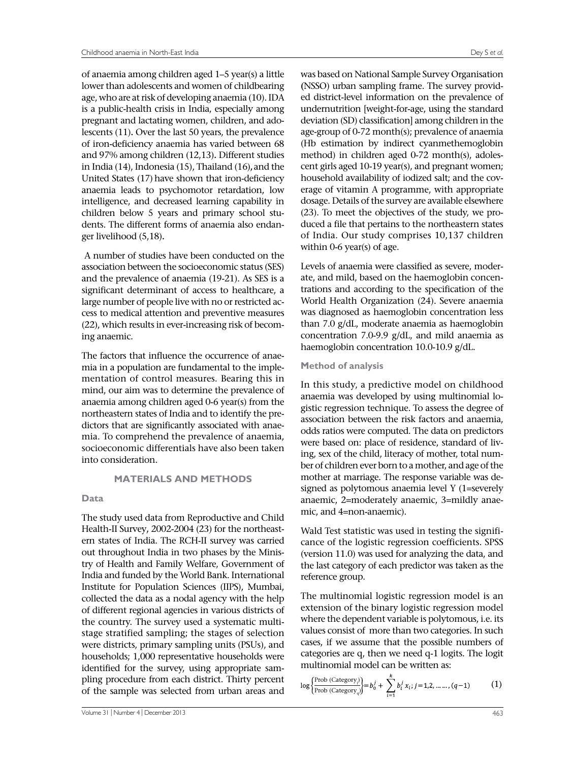of anaemia among children aged 1–5 year(s) a little lower than adolescents and women of childbearing age, who are at risk of developing anaemia (10). IDA is a public-health crisis in India, especially among pregnant and lactating women, children, and adolescents (11). Over the last 50 years, the prevalence of iron-deficiency anaemia has varied between 68 and 97% among children (12,13). Different studies in India (14), Indonesia (15), Thailand (16), and the United States (17) have shown that iron-deficiency anaemia leads to psychomotor retardation, low intelligence, and decreased learning capability in children below 5 years and primary school students. The different forms of anaemia also endanger livelihood (5,18).

A number of studies have been conducted on the association between the socioeconomic status (SES) and the prevalence of anaemia (19-21). As SES is a significant determinant of access to healthcare, a large number of people live with no or restricted access to medical attention and preventive measures (22), which results in ever-increasing risk of becoming anaemic.

The factors that influence the occurrence of anaemia in a population are fundamental to the implementation of control measures. Bearing this in mind, our aim was to determine the prevalence of anaemia among children aged 0-6 year(s) from the northeastern states of India and to identify the predictors that are significantly associated with anaemia. To comprehend the prevalence of anaemia, socioeconomic differentials have also been taken into consideration.

## MATERIALS AND METHODS

### Data

The study used data from Reproductive and Child Health-II Survey, 2002-2004 (23) for the northeastern states of India. The RCH-II survey was carried out throughout India in two phases by the Ministry of Health and Family Welfare, Government of India and funded by the World Bank. International Institute for Population Sciences (IIPS), Mumbai, collected the data as a nodal agency with the help of different regional agencies in various districts of the country. The survey used a systematic multistage stratified sampling; the stages of selection were districts, primary sampling units (PSUs), and households; 1,000 representative households were identified for the survey, using appropriate sampling procedure from each district. Thirty percent of the sample was selected from urban areas and was based on National Sample Survey Organisation (NSSO) urban sampling frame. The survey provided district-level information on the prevalence of undernutrition [weight-for-age, using the standard deviation (SD) classification] among children in the age-group of 0-72 month(s); prevalence of anaemia (Hb estimation by indirect cyanmethemoglobin method) in children aged 0-72 month(s), adolescent girls aged 10-19 year(s), and pregnant women; household availability of iodized salt; and the coverage of vitamin A programme, with appropriate dosage. Details of the survey are available elsewhere (23). To meet the objectives of the study, we produced a file that pertains to the northeastern states of India. Our study comprises 10,137 children within 0-6 year(s) of age.

Levels of anaemia were classified as severe, moderate, and mild, based on the haemoglobin concentrations and according to the specification of the World Health Organization (24). Severe anaemia was diagnosed as haemoglobin concentration less than 7.0 g/dL, moderate anaemia as haemoglobin concentration 7.0-9.9 g/dL, and mild anaemia as haemoglobin concentration 10.0-10.9 g/dL.

### Method of analysis

In this study, a predictive model on childhood anaemia was developed by using multinomial logistic regression technique. To assess the degree of association between the risk factors and anaemia, odds ratios were computed. The data on predictors were based on: place of residence, standard of living, sex of the child, literacy of mother, total number of children ever born to a mother, and age of the mother at marriage. The response variable was designed as polytomous anaemia level Y (1=severely anaemic, 2=moderately anaemic, 3=mildly anaemic, and 4=non-anaemic).

Wald Test statistic was used in testing the significance of the logistic regression coefficients. SPSS (version 11.0) was used for analyzing the data, and the last category of each predictor was taken as the reference group.

The multinomial logistic regression model is an extension of the binary logistic regression model where the dependent variable is polytomous, i.e. its values consist of more than two categories. In such cases, if we assume that the possible numbers of categories are q, then we need q-1 logits. The logit multinomial model can be written as:

$$\log\left\{\frac{\text{Prob (Category}_j)}{\text{Prob (Category}_q)}\right\} = b_0^j + \sum_{i=1}^{k} b_i^j x_i; \; j = 1,2, \ldots\ldots, (q-1) \qquad (1)$$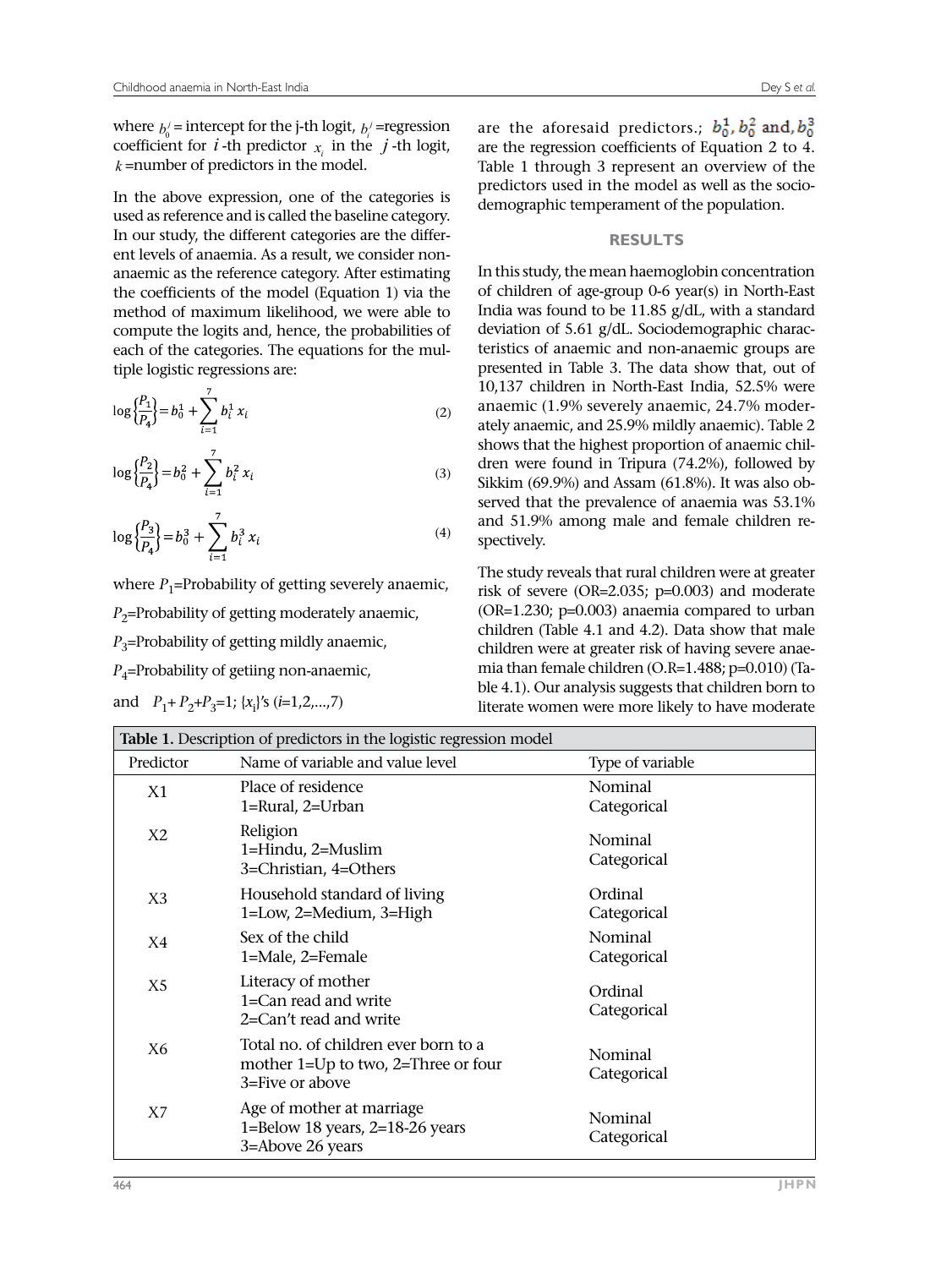where $b_0^j$ = intercept for the j-th logit, $b_i^j$ =regression coefficient for $i$ -th predictor $x_i$ in the $j$ -th logit, $k$ =number of predictors in the model.

In the above expression, one of the categories is used as reference and is called the baseline category. In our study, the different categories are the different levels of anaemia. As a result, we consider non-anaemic as the reference category. After estimating the coefficients of the model (Equation 1) via the method of maximum likelihood, we were able to compute the logits and, hence, the probabilities of each of the categories. The equations for the multiple logistic regressions are:

$$\log\left\{\frac{P_1}{P_4}\right\} = b_0^1 + \sum_{i=1}^{7} b_i^1 x_i \tag{2}$$

$$\log\left\{\frac{P_2}{P_4}\right\} = b_0^2 + \sum_{i=1}^{7} b_i^2 x_i \tag{3}$$

$$\log\left\{\frac{P_3}{P_4}\right\} = b_0^3 + \sum_{i=1}^{7} b_i^3 x_i \tag{4}$$

where $P_1$=Probability of getting severely anaemic,

$P_2$=Probability of getting moderately anaemic,

$P_3$=Probability of getting mildly anaemic,

$P_4$=Probability of getiing non-anaemic,

and $P_1+P_2+P_3=1$; $\{x_i\}$'s ($i$=1,2,...,7) are the aforesaid predictors.; $b_0^1, b_0^2$ and, $b_0^3$ are the regression coefficients of Equation 2 to 4. Table 1 through 3 represent an overview of the predictors used in the model as well as the socio-demographic temperament of the population.

## RESULTS

In this study, the mean haemoglobin concentration of children of age-group 0-6 year(s) in North-East India was found to be 11.85 g/dL, with a standard deviation of 5.61 g/dL. Sociodemographic characteristics of anaemic and non-anaemic groups are presented in Table 3. The data show that, out of 10,137 children in North-East India, 52.5% were anaemic (1.9% severely anaemic, 24.7% moderately anaemic, and 25.9% mildly anaemic). Table 2 shows that the highest proportion of anaemic children were found in Tripura (74.2%), followed by Sikkim (69.9%) and Assam (61.8%). It was also observed that the prevalence of anaemia was 53.1% and 51.9% among male and female children respectively.

The study reveals that rural children were at greater risk of severe (OR=2.035; p=0.003) and moderate (OR=1.230; p=0.003) anaemia compared to urban children (Table 4.1 and 4.2). Data show that male children were at greater risk of having severe anaemia than female children (O.R=1.488; p=0.010) (Table 4.1). Our analysis suggests that children born to literate women were more likely to have moderate

**Table 1.** Description of predictors in the logistic regression model

| Predictor | Name of variable and value level | Type of variable |
|---|---|---|
| X1 | Place of residence<br>1=Rural, 2=Urban | Nominal Categorical |
| X2 | Religion<br>1=Hindu, 2=Muslim<br>3=Christian, 4=Others | Nominal Categorical |
| X3 | Household standard of living<br>1=Low, 2=Medium, 3=High | Ordinal Categorical |
| X4 | Sex of the child<br>1=Male, 2=Female | Nominal Categorical |
| X5 | Literacy of mother<br>1=Can read and write<br>2=Can't read and write | Ordinal Categorical |
| X6 | Total no. of children ever born to a mother 1=Up to two, 2=Three or four<br>3=Five or above | Nominal Categorical |
| X7 | Age of mother at marriage<br>1=Below 18 years, 2=18-26 years<br>3=Above 26 years | Nominal Categorical |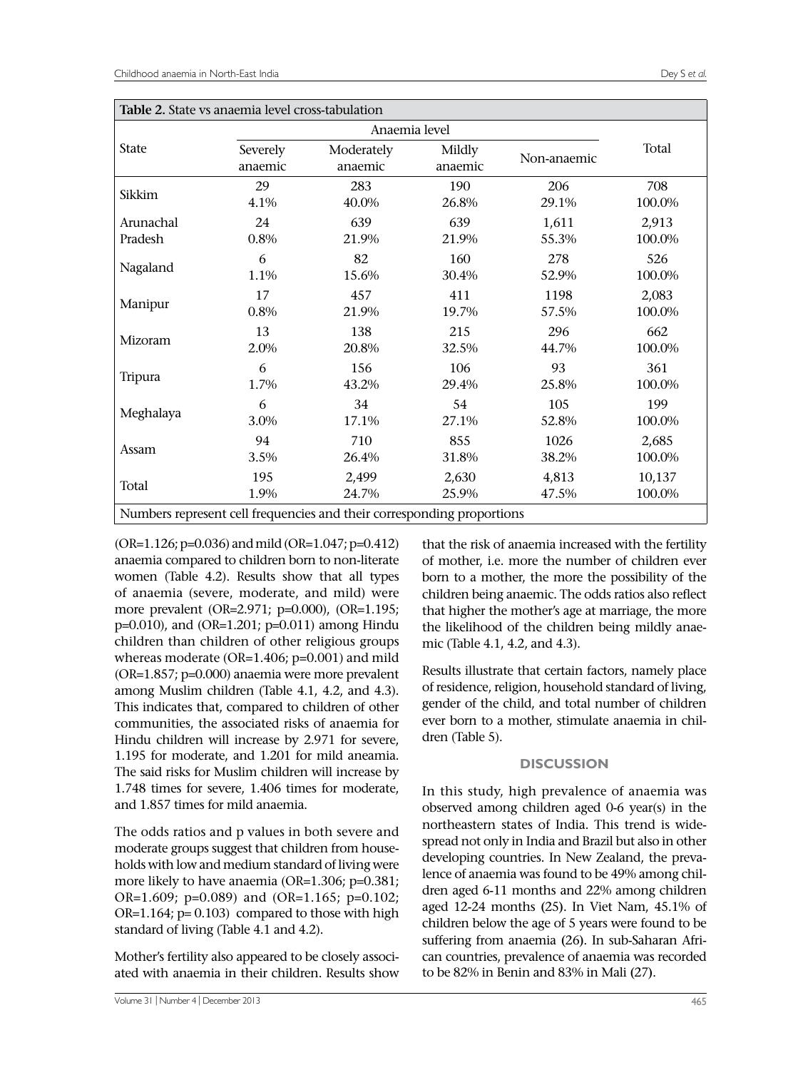**Table 2.** State vs anaemia level cross-tabulation

| State | Anaemia level | | | | Total |
|---|---|---|---|---|---|
| | Severely anaemic | Moderately anaemic | Mildly anaemic | Non-anaemic | |
| Sikkim | 29<br>4.1% | 283<br>40.0% | 190<br>26.8% | 206<br>29.1% | 708<br>100.0% |
| Arunachal Pradesh | 24<br>0.8% | 639<br>21.9% | 639<br>21.9% | 1,611<br>55.3% | 2,913<br>100.0% |
| Nagaland | 6<br>1.1% | 82<br>15.6% | 160<br>30.4% | 278<br>52.9% | 526<br>100.0% |
| Manipur | 17<br>0.8% | 457<br>21.9% | 411<br>19.7% | 1198<br>57.5% | 2,083<br>100.0% |
| Mizoram | 13<br>2.0% | 138<br>20.8% | 215<br>32.5% | 296<br>44.7% | 662<br>100.0% |
| Tripura | 6<br>1.7% | 156<br>43.2% | 106<br>29.4% | 93<br>25.8% | 361<br>100.0% |
| Meghalaya | 6<br>3.0% | 34<br>17.1% | 54<br>27.1% | 105<br>52.8% | 199<br>100.0% |
| Assam | 94<br>3.5% | 710<br>26.4% | 855<br>31.8% | 1026<br>38.2% | 2,685<br>100.0% |
| Total | 195<br>1.9% | 2,499<br>24.7% | 2,630<br>25.9% | 4,813<br>47.5% | 10,137<br>100.0% |

Numbers represent cell frequencies and their corresponding proportions

(OR=1.126; p=0.036) and mild (OR=1.047; p=0.412) anaemia compared to children born to non-literate women (Table 4.2). Results show that all types of anaemia (severe, moderate, and mild) were more prevalent (OR=2.971; p=0.000), (OR=1.195; p=0.010), and (OR=1.201; p=0.011) among Hindu children than children of other religious groups whereas moderate (OR=1.406; p=0.001) and mild (OR=1.857; p=0.000) anaemia were more prevalent among Muslim children (Table 4.1, 4.2, and 4.3). This indicates that, compared to children of other communities, the associated risks of anaemia for Hindu children will increase by 2.971 for severe, 1.195 for moderate, and 1.201 for mild aneamia. The said risks for Muslim children will increase by 1.748 times for severe, 1.406 times for moderate, and 1.857 times for mild anaemia.

The odds ratios and p values in both severe and moderate groups suggest that children from households with low and medium standard of living were more likely to have anaemia (OR=1.306; p=0.381; OR=1.609; p=0.089) and (OR=1.165; p=0.102; OR=1.164; p= 0.103) compared to those with high standard of living (Table 4.1 and 4.2).

Mother's fertility also appeared to be closely associated with anaemia in their children. Results show that the risk of anaemia increased with the fertility of mother, i.e. more the number of children ever born to a mother, the more the possibility of the children being anaemic. The odds ratios also reflect that higher the mother's age at marriage, the more the likelihood of the children being mildly anaemic (Table 4.1, 4.2, and 4.3).

Results illustrate that certain factors, namely place of residence, religion, household standard of living, gender of the child, and total number of children ever born to a mother, stimulate anaemia in children (Table 5).

## DISCUSSION

In this study, high prevalence of anaemia was observed among children aged 0-6 year(s) in the northeastern states of India. This trend is widespread not only in India and Brazil but also in other developing countries. In New Zealand, the prevalence of anaemia was found to be 49% among children aged 6-11 months and 22% among children aged 12-24 months (25). In Viet Nam, 45.1% of children below the age of 5 years were found to be suffering from anaemia (26). In sub-Saharan African countries, prevalence of anaemia was recorded to be 82% in Benin and 83% in Mali (27).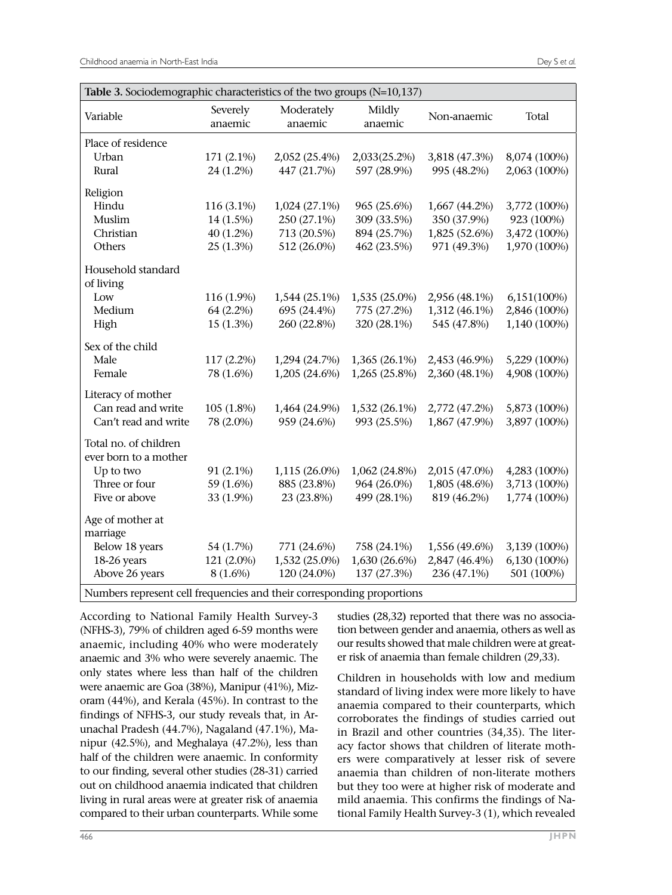**Table 3.** Sociodemographic characteristics of the two groups (N=10,137)

| Variable | Severely anaemic | Moderately anaemic | Mildly anaemic | Non-anaemic | Total |
|---|---|---|---|---|---|
| Place of residence | | | | | |
| Urban | 171 (2.1%) | 2,052 (25.4%) | 2,033(25.2%) | 3,818 (47.3%) | 8,074 (100%) |
| Rural | 24 (1.2%) | 447 (21.7%) | 597 (28.9%) | 995 (48.2%) | 2,063 (100%) |
| Religion | | | | | |
| Hindu | 116 (3.1%) | 1,024 (27.1%) | 965 (25.6%) | 1,667 (44.2%) | 3,772 (100%) |
| Muslim | 14 (1.5%) | 250 (27.1%) | 309 (33.5%) | 350 (37.9%) | 923 (100%) |
| Christian | 40 (1.2%) | 713 (20.5%) | 894 (25.7%) | 1,825 (52.6%) | 3,472 (100%) |
| Others | 25 (1.3%) | 512 (26.0%) | 462 (23.5%) | 971 (49.3%) | 1,970 (100%) |
| Household standard of living | | | | | |
| Low | 116 (1.9%) | 1,544 (25.1%) | 1,535 (25.0%) | 2,956 (48.1%) | 6,151(100%) |
| Medium | 64 (2.2%) | 695 (24.4%) | 775 (27.2%) | 1,312 (46.1%) | 2,846 (100%) |
| High | 15 (1.3%) | 260 (22.8%) | 320 (28.1%) | 545 (47.8%) | 1,140 (100%) |
| Sex of the child | | | | | |
| Male | 117 (2.2%) | 1,294 (24.7%) | 1,365 (26.1%) | 2,453 (46.9%) | 5,229 (100%) |
| Female | 78 (1.6%) | 1,205 (24.6%) | 1,265 (25.8%) | 2,360 (48.1%) | 4,908 (100%) |
| Literacy of mother | | | | | |
| Can read and write | 105 (1.8%) | 1,464 (24.9%) | 1,532 (26.1%) | 2,772 (47.2%) | 5,873 (100%) |
| Can't read and write | 78 (2.0%) | 959 (24.6%) | 993 (25.5%) | 1,867 (47.9%) | 3,897 (100%) |
| Total no. of children ever born to a mother | | | | | |
| Up to two | 91 (2.1%) | 1,115 (26.0%) | 1,062 (24.8%) | 2,015 (47.0%) | 4,283 (100%) |
| Three or four | 59 (1.6%) | 885 (23.8%) | 964 (26.0%) | 1,805 (48.6%) | 3,713 (100%) |
| Five or above | 33 (1.9%) | 23 (23.8%) | 499 (28.1%) | 819 (46.2%) | 1,774 (100%) |
| Age of mother at marriage | | | | | |
| Below 18 years | 54 (1.7%) | 771 (24.6%) | 758 (24.1%) | 1,556 (49.6%) | 3,139 (100%) |
| 18-26 years | 121 (2.0%) | 1,532 (25.0%) | 1,630 (26.6%) | 2,847 (46.4%) | 6,130 (100%) |
| Above 26 years | 8 (1.6%) | 120 (24.0%) | 137 (27.3%) | 236 (47.1%) | 501 (100%) |

Numbers represent cell frequencies and their corresponding proportions

According to National Family Health Survey-3 (NFHS-3), 79% of children aged 6-59 months were anaemic, including 40% who were moderately anaemic and 3% who were severely anaemic. The only states where less than half of the children were anaemic are Goa (38%), Manipur (41%), Mizoram (44%), and Kerala (45%). In contrast to the findings of NFHS-3, our study reveals that, in Arunachal Pradesh (44.7%), Nagaland (47.1%), Manipur (42.5%), and Meghalaya (47.2%), less than half of the children were anaemic. In conformity to our finding, several other studies (28-31) carried out on childhood anaemia indicated that children living in rural areas were at greater risk of anaemia compared to their urban counterparts. While some studies (28,32) reported that there was no association between gender and anaemia, others as well as our results showed that male children were at greater risk of anaemia than female children (29,33).

Children in households with low and medium standard of living index were more likely to have anaemia compared to their counterparts, which corroborates the findings of studies carried out in Brazil and other countries (34,35). The literacy factor shows that children of literate mothers were comparatively at lesser risk of severe anaemia than children of non-literate mothers but they too were at higher risk of moderate and mild anaemia. This confirms the findings of National Family Health Survey-3 (1), which revealed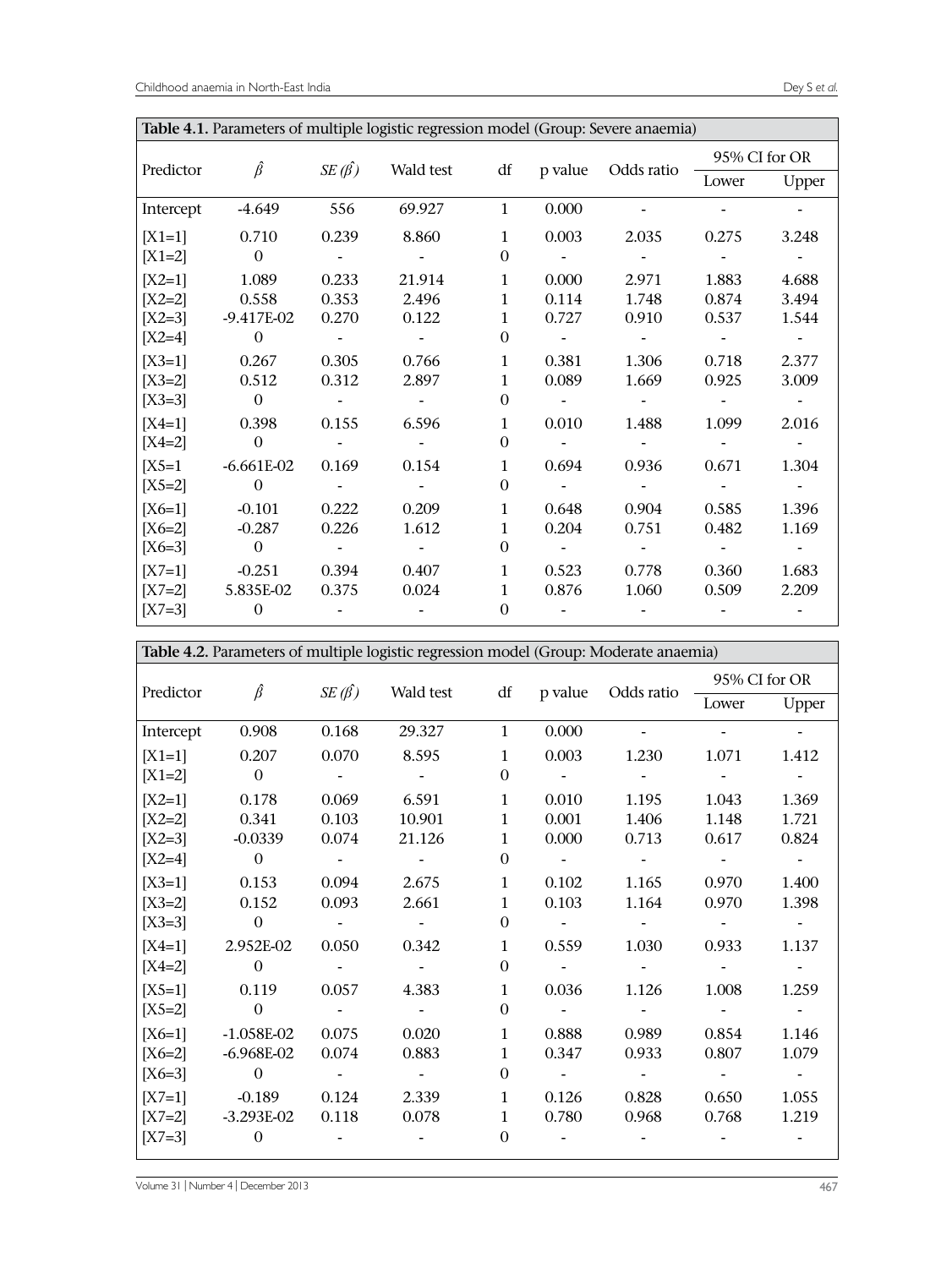**Table 4.1.** Parameters of multiple logistic regression model (Group: Severe anaemia)

| Predictor | $\hat{\beta}$ | $SE(\hat{\beta})$ | Wald test | df | p value | Odds ratio | 95% CI for OR | |
|---|---|---|---|---|---|---|---|---|
| | | | | | | | Lower | Upper |
| Intercept | -4.649 | 556 | 69.927 | 1 | 0.000 | - | - | - |
| [X1=1] | 0.710 | 0.239 | 8.860 | 1 | 0.003 | 2.035 | 0.275 | 3.248 |
| [X1=2] | 0 | - | - | 0 | - | - | - | - |
| [X2=1] | 1.089 | 0.233 | 21.914 | 1 | 0.000 | 2.971 | 1.883 | 4.688 |
| [X2=2] | 0.558 | 0.353 | 2.496 | 1 | 0.114 | 1.748 | 0.874 | 3.494 |
| [X2=3] | -9.417E-02 | 0.270 | 0.122 | 1 | 0.727 | 0.910 | 0.537 | 1.544 |
| [X2=4] | 0 | - | - | 0 | - | - | - | - |
| [X3=1] | 0.267 | 0.305 | 0.766 | 1 | 0.381 | 1.306 | 0.718 | 2.377 |
| [X3=2] | 0.512 | 0.312 | 2.897 | 1 | 0.089 | 1.669 | 0.925 | 3.009 |
| [X3=3] | 0 | - | - | 0 | - | - | - | - |
| [X4=1] | 0.398 | 0.155 | 6.596 | 1 | 0.010 | 1.488 | 1.099 | 2.016 |
| [X4=2] | 0 | - | - | 0 | - | - | - | - |
| [X5=1 | -6.661E-02 | 0.169 | 0.154 | 1 | 0.694 | 0.936 | 0.671 | 1.304 |
| [X5=2] | 0 | - | - | 0 | - | - | - | - |
| [X6=1] | -0.101 | 0.222 | 0.209 | 1 | 0.648 | 0.904 | 0.585 | 1.396 |
| [X6=2] | -0.287 | 0.226 | 1.612 | 1 | 0.204 | 0.751 | 0.482 | 1.169 |
| [X6=3] | 0 | - | - | 0 | - | - | - | - |
| [X7=1] | -0.251 | 0.394 | 0.407 | 1 | 0.523 | 0.778 | 0.360 | 1.683 |
| [X7=2] | 5.835E-02 | 0.375 | 0.024 | 1 | 0.876 | 1.060 | 0.509 | 2.209 |
| [X7=3] | 0 | - | - | 0 | - | - | - | - |

**Table 4.2.** Parameters of multiple logistic regression model (Group: Moderate anaemia)

| Predictor | $\hat{\beta}$ | $SE(\hat{\beta})$ | Wald test | df | p value | Odds ratio | 95% CI for OR | |
|---|---|---|---|---|---|---|---|---|
| | | | | | | | Lower | Upper |
| Intercept | 0.908 | 0.168 | 29.327 | 1 | 0.000 | - | - | - |
| [X1=1] | 0.207 | 0.070 | 8.595 | 1 | 0.003 | 1.230 | 1.071 | 1.412 |
| [X1=2] | 0 | - | - | 0 | - | - | - | - |
| [X2=1] | 0.178 | 0.069 | 6.591 | 1 | 0.010 | 1.195 | 1.043 | 1.369 |
| [X2=2] | 0.341 | 0.103 | 10.901 | 1 | 0.001 | 1.406 | 1.148 | 1.721 |
| [X2=3] | -0.0339 | 0.074 | 21.126 | 1 | 0.000 | 0.713 | 0.617 | 0.824 |
| [X2=4] | 0 | - | - | 0 | - | - | - | - |
| [X3=1] | 0.153 | 0.094 | 2.675 | 1 | 0.102 | 1.165 | 0.970 | 1.400 |
| [X3=2] | 0.152 | 0.093 | 2.661 | 1 | 0.103 | 1.164 | 0.970 | 1.398 |
| [X3=3] | 0 | - | - | 0 | - | - | - | - |
| [X4=1] | 2.952E-02 | 0.050 | 0.342 | 1 | 0.559 | 1.030 | 0.933 | 1.137 |
| [X4=2] | 0 | - | - | 0 | - | - | - | - |
| [X5=1] | 0.119 | 0.057 | 4.383 | 1 | 0.036 | 1.126 | 1.008 | 1.259 |
| [X5=2] | 0 | - | - | 0 | - | - | - | - |
| [X6=1] | -1.058E-02 | 0.075 | 0.020 | 1 | 0.888 | 0.989 | 0.854 | 1.146 |
| [X6=2] | -6.968E-02 | 0.074 | 0.883 | 1 | 0.347 | 0.933 | 0.807 | 1.079 |
| [X6=3] | 0 | - | - | 0 | - | - | - | - |
| [X7=1] | -0.189 | 0.124 | 2.339 | 1 | 0.126 | 0.828 | 0.650 | 1.055 |
| [X7=2] | -3.293E-02 | 0.118 | 0.078 | 1 | 0.780 | 0.968 | 0.768 | 1.219 |
| [X7=3] | 0 | - | - | 0 | - | - | - | - |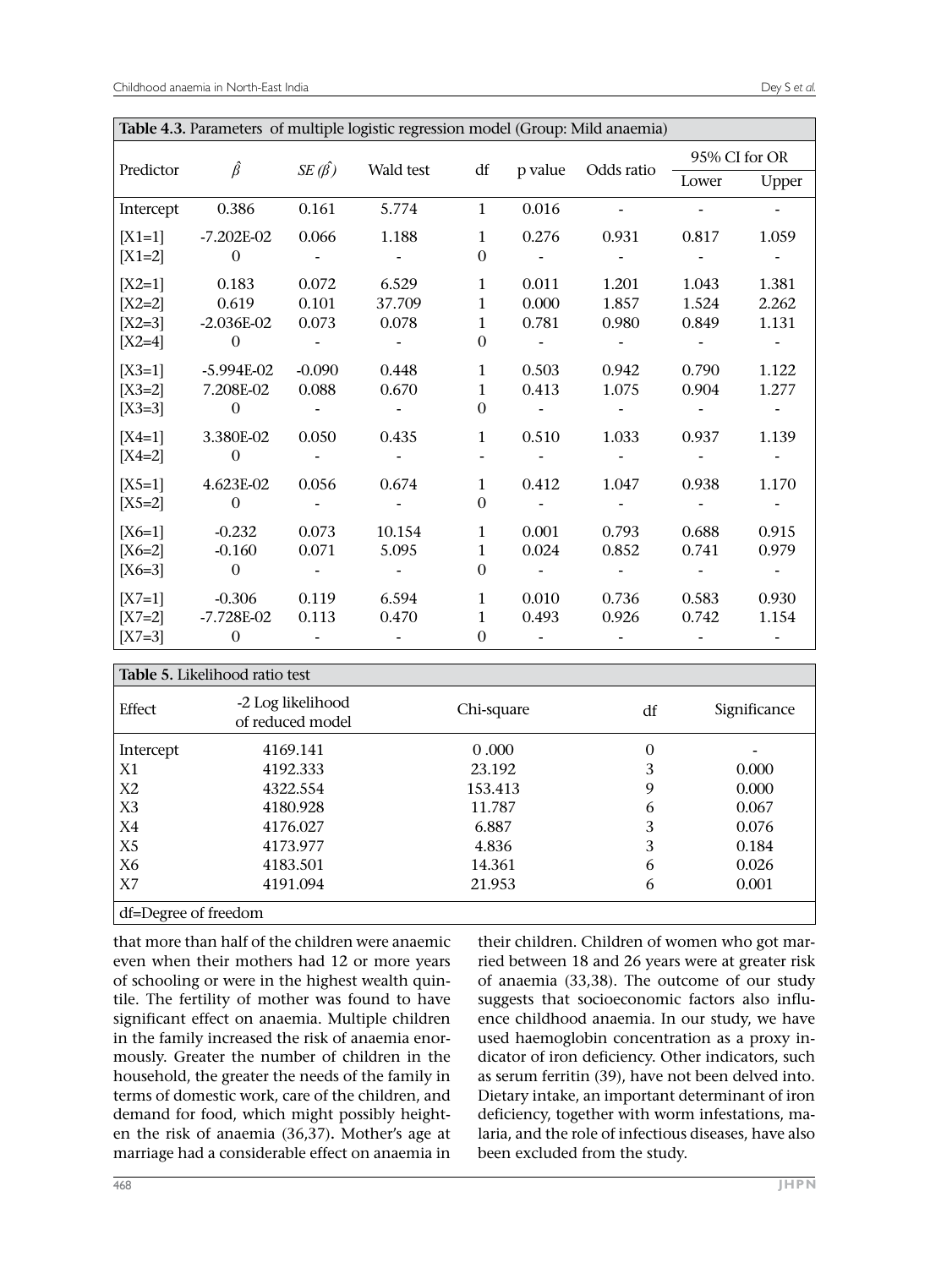**Table 4.3.** Parameters of multiple logistic regression model (Group: Mild anaemia)

| Predictor | $\hat{\beta}$ | $SE(\hat{\beta})$ | Wald test | df | p value | Odds ratio | 95% CI for OR | |
|---|---|---|---|---|---|---|---|---|
| | | | | | | | Lower | Upper |
| Intercept | 0.386 | 0.161 | 5.774 | 1 | 0.016 | - | - | - |
| [X1=1] | -7.202E-02 | 0.066 | 1.188 | 1 | 0.276 | 0.931 | 0.817 | 1.059 |
| [X1=2] | 0 | - | - | 0 | - | - | - | - |
| [X2=1] | 0.183 | 0.072 | 6.529 | 1 | 0.011 | 1.201 | 1.043 | 1.381 |
| [X2=2] | 0.619 | 0.101 | 37.709 | 1 | 0.000 | 1.857 | 1.524 | 2.262 |
| [X2=3] | -2.036E-02 | 0.073 | 0.078 | 1 | 0.781 | 0.980 | 0.849 | 1.131 |
| [X2=4] | 0 | - | - | 0 | - | - | - | - |
| [X3=1] | -5.994E-02 | -0.090 | 0.448 | 1 | 0.503 | 0.942 | 0.790 | 1.122 |
| [X3=2] | 7.208E-02 | 0.088 | 0.670 | 1 | 0.413 | 1.075 | 0.904 | 1.277 |
| [X3=3] | 0 | - | - | 0 | - | - | - | - |
| [X4=1] | 3.380E-02 | 0.050 | 0.435 | 1 | 0.510 | 1.033 | 0.937 | 1.139 |
| [X4=2] | 0 | - | - | - | - | - | - | - |
| [X5=1] | 4.623E-02 | 0.056 | 0.674 | 1 | 0.412 | 1.047 | 0.938 | 1.170 |
| [X5=2] | 0 | - | - | 0 | - | - | - | - |
| [X6=1] | -0.232 | 0.073 | 10.154 | 1 | 0.001 | 0.793 | 0.688 | 0.915 |
| [X6=2] | -0.160 | 0.071 | 5.095 | 1 | 0.024 | 0.852 | 0.741 | 0.979 |
| [X6=3] | 0 | - | - | 0 | - | - | - | - |
| [X7=1] | -0.306 | 0.119 | 6.594 | 1 | 0.010 | 0.736 | 0.583 | 0.930 |
| [X7=2] | -7.728E-02 | 0.113 | 0.470 | 1 | 0.493 | 0.926 | 0.742 | 1.154 |
| [X7=3] | 0 | - | - | 0 | - | - | - | - |

**Table 5.** Likelihood ratio test

| Effect | -2 Log likelihood of reduced model | Chi-square | df | Significance |
|---|---|---|---|---|
| Intercept | 4169.141 | 0 .000 | 0 | - |
| X1 | 4192.333 | 23.192 | 3 | 0.000 |
| X2 | 4322.554 | 153.413 | 9 | 0.000 |
| X3 | 4180.928 | 11.787 | 6 | 0.067 |
| X4 | 4176.027 | 6.887 | 3 | 0.076 |
| X5 | 4173.977 | 4.836 | 3 | 0.184 |
| X6 | 4183.501 | 14.361 | 6 | 0.026 |
| X7 | 4191.094 | 21.953 | 6 | 0.001 |

df=Degree of freedom

that more than half of the children were anaemic even when their mothers had 12 or more years of schooling or were in the highest wealth quintile. The fertility of mother was found to have significant effect on anaemia. Multiple children in the family increased the risk of anaemia enormously. Greater the number of children in the household, the greater the needs of the family in terms of domestic work, care of the children, and demand for food, which might possibly heighten the risk of anaemia (36,37). Mother's age at marriage had a considerable effect on anaemia in their children. Children of women who got married between 18 and 26 years were at greater risk of anaemia (33,38). The outcome of our study suggests that socioeconomic factors also influence childhood anaemia. In our study, we have used haemoglobin concentration as a proxy indicator of iron deficiency. Other indicators, such as serum ferritin (39), have not been delved into. Dietary intake, an important determinant of iron deficiency, together with worm infestations, malaria, and the role of infectious diseases, have also been excluded from the study.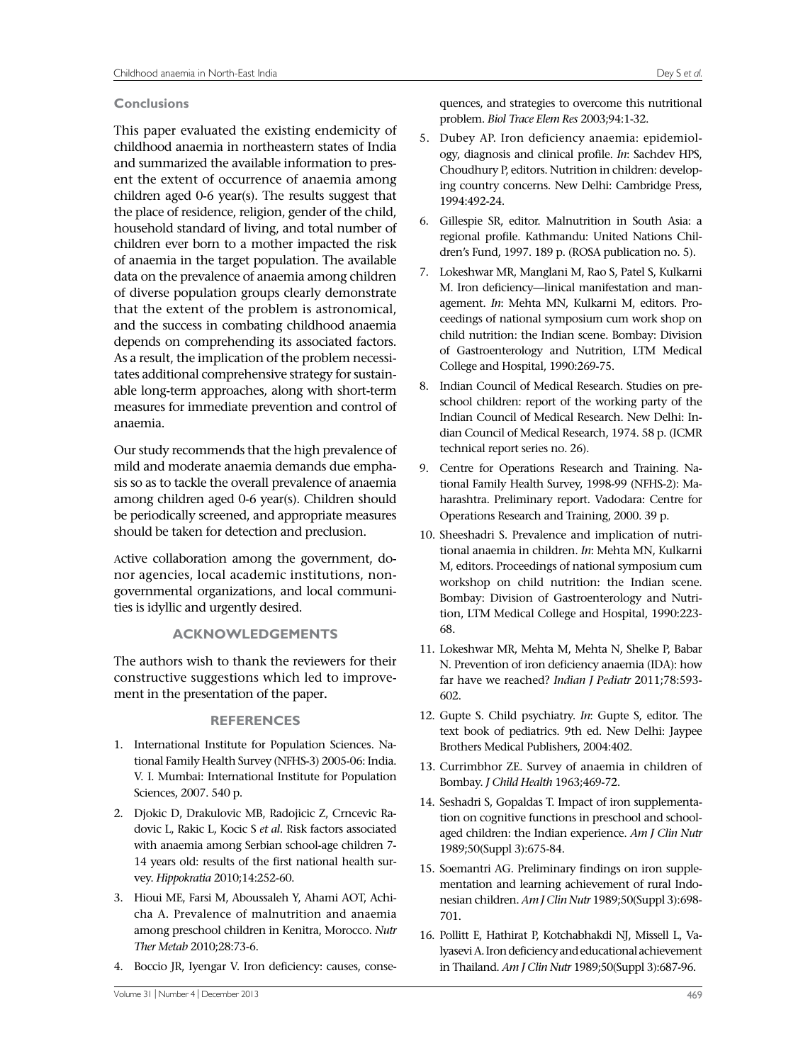## Conclusions

This paper evaluated the existing endemicity of childhood anaemia in northeastern states of India and summarized the available information to present the extent of occurrence of anaemia among children aged 0-6 year(s). The results suggest that the place of residence, religion, gender of the child, household standard of living, and total number of children ever born to a mother impacted the risk of anaemia in the target population. The available data on the prevalence of anaemia among children of diverse population groups clearly demonstrate that the extent of the problem is astronomical, and the success in combating childhood anaemia depends on comprehending its associated factors. As a result, the implication of the problem necessitates additional comprehensive strategy for sustainable long-term approaches, along with short-term measures for immediate prevention and control of anaemia.

Our study recommends that the high prevalence of mild and moderate anaemia demands due emphasis so as to tackle the overall prevalence of anaemia among children aged 0-6 year(s). Children should be periodically screened, and appropriate measures should be taken for detection and preclusion.

Active collaboration among the government, donor agencies, local academic institutions, non-governmental organizations, and local communities is idyllic and urgently desired.

## ACKNOWLEDGEMENTS

The authors wish to thank the reviewers for their constructive suggestions which led to improvement in the presentation of the paper.

## REFERENCES

1. International Institute for Population Sciences. National Family Health Survey (NFHS-3) 2005-06: India. V. I. Mumbai: International Institute for Population Sciences, 2007. 540 p.
2. Djokic D, Drakulovic MB, Radojicic Z, Crncevic Radovic L, Rakic L, Kocic S *et al*. Risk factors associated with anaemia among Serbian school-age children 7-14 years old: results of the first national health survey. *Hippokratia* 2010;14:252-60.
3. Hioui ME, Farsi M, Aboussaleh Y, Ahami AOT, Achicha A. Prevalence of malnutrition and anaemia among preschool children in Kenitra, Morocco. *Nutr Ther Metab* 2010;28:73-6.
4. Boccio JR, Iyengar V. Iron deficiency: causes, consequences, and strategies to overcome this nutritional problem. *Biol Trace Elem Res* 2003;94:1-32.
5. Dubey AP. Iron deficiency anaemia: epidemiology, diagnosis and clinical profile. *In*: Sachdev HPS, Choudhury P, editors. Nutrition in children: developing country concerns. New Delhi: Cambridge Press, 1994:492-24.
6. Gillespie SR, editor. Malnutrition in South Asia: a regional profile. Kathmandu: United Nations Children's Fund, 1997. 189 p. (ROSA publication no. 5).
7. Lokeshwar MR, Manglani M, Rao S, Patel S, Kulkarni M. Iron deficiency—linical manifestation and management. *In*: Mehta MN, Kulkarni M, editors. Proceedings of national symposium cum work shop on child nutrition: the Indian scene. Bombay: Division of Gastroenterology and Nutrition, LTM Medical College and Hospital, 1990:269-75.
8. Indian Council of Medical Research. Studies on preschool children: report of the working party of the Indian Council of Medical Research. New Delhi: Indian Council of Medical Research, 1974. 58 p. (ICMR technical report series no. 26).
9. Centre for Operations Research and Training. National Family Health Survey, 1998-99 (NFHS-2): Maharashtra. Preliminary report. Vadodara: Centre for Operations Research and Training, 2000. 39 p.
10. Sheeshadri S. Prevalence and implication of nutritional anaemia in children. *In*: Mehta MN, Kulkarni M, editors. Proceedings of national symposium cum workshop on child nutrition: the Indian scene. Bombay: Division of Gastroenterology and Nutrition, LTM Medical College and Hospital, 1990:223-68.
11. Lokeshwar MR, Mehta M, Mehta N, Shelke P, Babar N. Prevention of iron deficiency anaemia (IDA): how far have we reached? *Indian J Pediatr* 2011;78:593-602.
12. Gupte S. Child psychiatry. *In*: Gupte S, editor. The text book of pediatrics. 9th ed. New Delhi: Jaypee Brothers Medical Publishers, 2004:402.
13. Currimbhor ZE. Survey of anaemia in children of Bombay. *J Child Health* 1963;469-72.
14. Seshadri S, Gopaldas T. Impact of iron supplementation on cognitive functions in preschool and school-aged children: the Indian experience. *Am J Clin Nutr* 1989;50(Suppl 3):675-84.
15. Soemantri AG. Preliminary findings on iron supplementation and learning achievement of rural Indonesian children. *Am J Clin Nutr* 1989;50(Suppl 3):698-701.
16. Pollitt E, Hathirat P, Kotchabhakdi NJ, Missell L, Valyasevi A. Iron deficiency and educational achievement in Thailand. *Am J Clin Nutr* 1989;50(Suppl 3):687-96.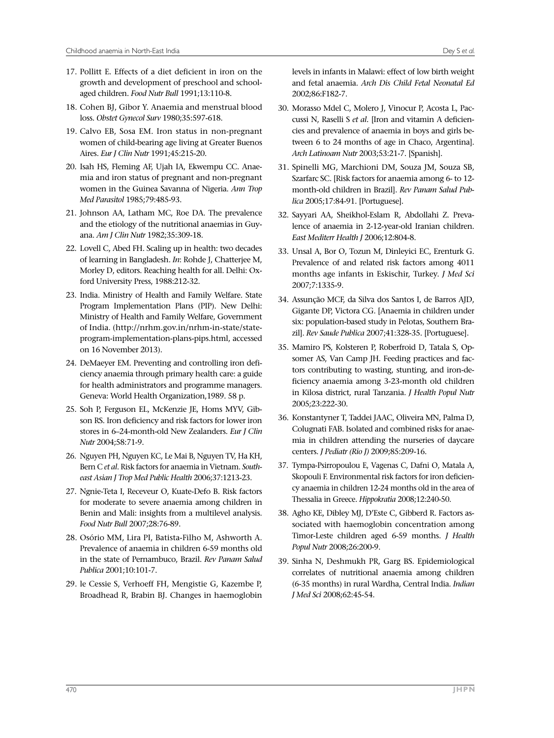17. Pollitt E. Effects of a diet deficient in iron on the growth and development of preschool and school-aged children. *Food Nutr Bull* 1991;13:110-8.

18. Cohen BJ, Gibor Y. Anaemia and menstrual blood loss. *Obstet Gynecol Surv* 1980;35:597-618.

19. Calvo EB, Sosa EM. Iron status in non-pregnant women of child-bearing age living at Greater Buenos Aires. *Eur J Clin Nutr* 1991;45:215-20.

20. Isah HS, Fleming AF, Ujah IA, Ekwempu CC. Anaemia and iron status of pregnant and non-pregnant women in the Guinea Savanna of Nigeria. *Ann Trop Med Parasitol* 1985;79:485-93.

21. Johnson AA, Latham MC, Roe DA. The prevalence and the etiology of the nutritional anaemias in Guyana. *Am J Clin Nutr* 1982;35:309-18.

22. Lovell C, Abed FH. Scaling up in health: two decades of learning in Bangladesh. *In*: Rohde J, Chatterjee M, Morley D, editors. Reaching health for all. Delhi: Oxford University Press, 1988:212-32.

23. India. Ministry of Health and Family Welfare. State Program Implementation Plans (PIP). New Delhi: Ministry of Health and Family Welfare, Government of India. (http://nrhm.gov.in/nrhm-in-state/state-program-implementation-plans-pips.html, accessed on 16 November 2013).

24. DeMaeyer EM. Preventing and controlling iron deficiency anaemia through primary health care: a guide for health administrators and programme managers. Geneva: World Health Organization,1989. 58 p.

25. Soh P, Ferguson EL, McKenzie JE, Homs MYV, Gibson RS. Iron deficiency and risk factors for lower iron stores in 6–24-month-old New Zealanders. *Eur J Clin Nutr* 2004;58:71-9.

26. Nguyen PH, Nguyen KC, Le Mai B, Nguyen TV, Ha KH, Bern C *et al*. Risk factors for anaemia in Vietnam. *Southeast Asian J Trop Med Public Health* 2006;37:1213-23.

27. Ngnie-Teta I, Receveur O, Kuate-Defo B. Risk factors for moderate to severe anaemia among children in Benin and Mali: insights from a multilevel analysis. *Food Nutr Bull* 2007;28:76-89.

28. Osório MM, Lira PI, Batista-Filho M, Ashworth A. Prevalence of anaemia in children 6-59 months old in the state of Pernambuco, Brazil. *Rev Panam Salud Publica* 2001;10:101-7.

29. le Cessie S, Verhoeff FH, Mengistie G, Kazembe P, Broadhead R, Brabin BJ. Changes in haemoglobin levels in infants in Malawi: effect of low birth weight and fetal anaemia. *Arch Dis Child Fetal Neonatal Ed* 2002;86:F182-7.

30. Morasso Mdel C, Molero J, Vinocur P, Acosta L, Paccussi N, Raselli S *et al*. [Iron and vitamin A deficiencies and prevalence of anaemia in boys and girls between 6 to 24 months of age in Chaco, Argentina]. *Arch Latinoam Nutr* 2003;53:21-7. [Spanish].

31. Spinelli MG, Marchioni DM, Souza JM, Souza SB, Szarfarc SC. [Risk factors for anaemia among 6- to 12-month-old children in Brazil]. *Rev Panam Salud Publica* 2005;17:84-91. [Portuguese].

32. Sayyari AA, Sheikhol-Eslam R, Abdollahi Z. Prevalence of anaemia in 2-12-year-old Iranian children. *East Mediterr Health J* 2006;12:804-8.

33. Unsal A, Bor O, Tozun M, Dinleyici EC, Erenturk G. Prevalence of and related risk factors among 4011 months age infants in Eskischir, Turkey. *J Med Sci* 2007;7:1335-9.

34. Assunção MCF, da Silva dos Santos I, de Barros AJD, Gigante DP, Victora CG. [Anaemia in children under six: population-based study in Pelotas, Southern Brazil]. *Rev Saude Publica* 2007;41:328-35. [Portuguese].

35. Mamiro PS, Kolsteren P, Roberfroid D, Tatala S, Opsomer AS, Van Camp JH. Feeding practices and factors contributing to wasting, stunting, and iron-deficiency anaemia among 3-23-month old children in Kilosa district, rural Tanzania. *J Health Popul Nutr* 2005;23:222-30.

36. Konstantyner T, Taddei JAAC, Oliveira MN, Palma D, Colugnati FAB. Isolated and combined risks for anaemia in children attending the nurseries of daycare centers. *J Pediatr (Rio J)* 2009;85:209-16.

37. Tympa-Psirropoulou E, Vagenas C, Dafni O, Matala A, Skopouli F. Environmental risk factors for iron deficiency anaemia in children 12-24 months old in the area of Thessalia in Greece. *Hippokratia* 2008;12:240-50.

38. Agho KE, Dibley MJ, D'Este C, Gibberd R. Factors associated with haemoglobin concentration among Timor-Leste children aged 6-59 months. *J Health Popul Nutr* 2008;26:200-9.

39. Sinha N, Deshmukh PR, Garg BS. Epidemiological correlates of nutritional anaemia among children (6-35 months) in rural Wardha, Central India. *Indian J Med Sci* 2008;62:45-54.